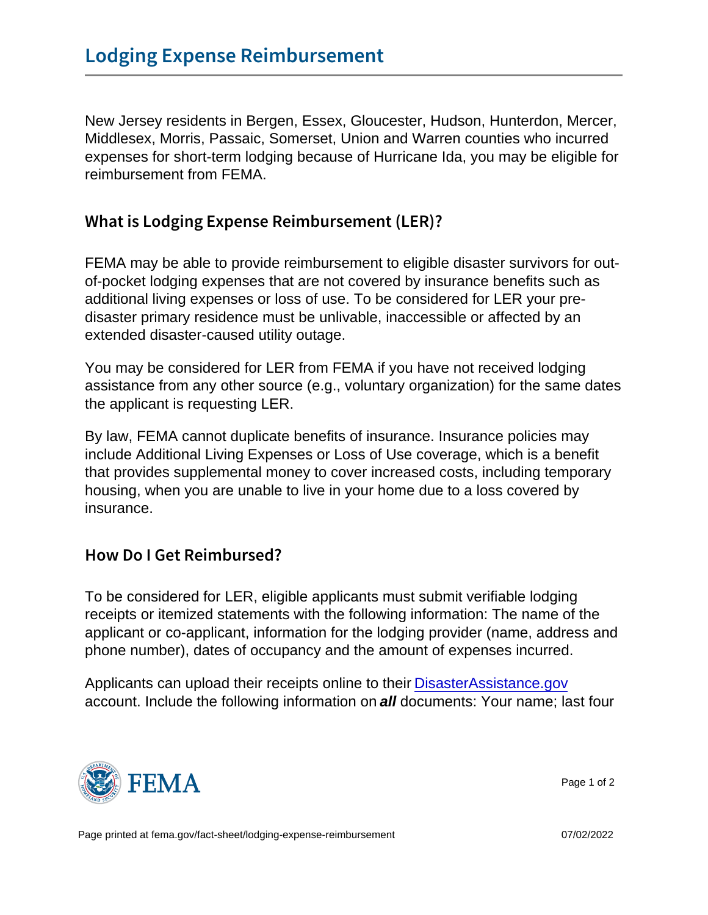# Lodging Expense Reimbursement

New Jersey residents in Bergen, Essex, Gloucester, Hudson, Hunterdon, Mercer, Middlesex, Morris, Passaic, Somerset, Union and Warren counties who incurred expenses for short-term lodging because of Hurricane Ida, you may be eligible for reimbursement from FEMA.

## What is Lodging Expense Reimbursement (LER)?

FEMA may be able to provide reimbursement to eligible disaster survivors for out-of-pocket lodging expenses that are not covered by insurance benefits such as additional living expenses or loss of use. To be considered for LER your pre-disaster primary residence must be unlivable, inaccessible or affected by an extended disaster-caused utility outage.

You may be considered for LER from FEMA if you have not received lodging assistance from any other source (e.g., voluntary organization) for the same dates the applicant is requesting LER.

By law, FEMA cannot duplicate benefits of insurance. Insurance policies may include Additional Living Expenses or Loss of Use coverage, which is a benefit that provides supplemental money to cover increased costs, including temporary housing, when you are unable to live in your home due to a loss covered by insurance.

## How Do I Get Reimbursed?

To be considered for LER, eligible applicants must submit verifiable lodging receipts or itemized statements with the following information: The name of the applicant or co-applicant, information for the lodging provider (name, address and phone number), dates of occupancy and the amount of expenses incurred.

Applicants can upload their receipts online to their [DisasterAssistance.gov](https://www.DisasterAssistance.gov) account. Include the following information on ***all*** documents: Your name; last four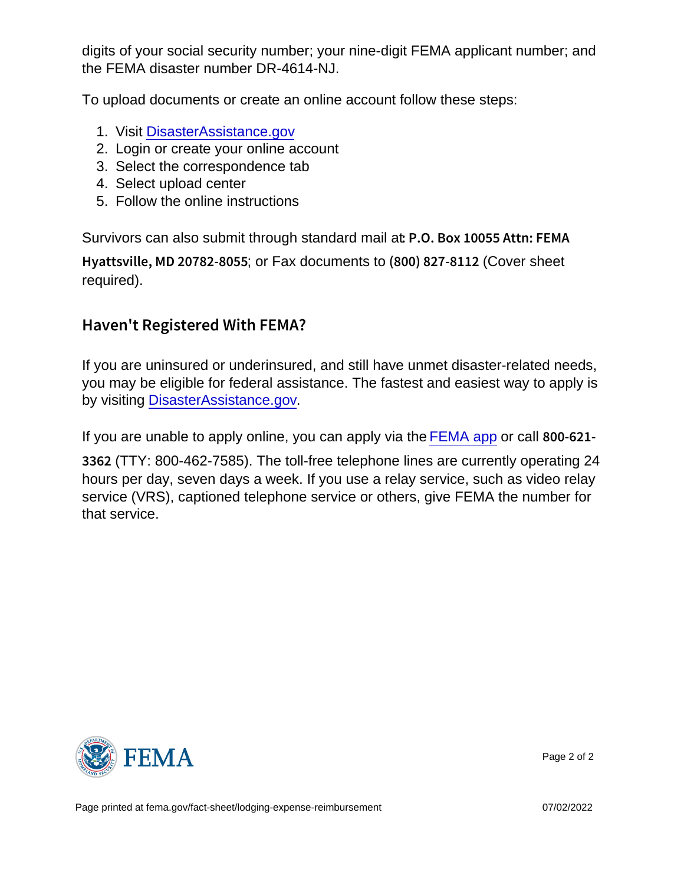digits of your social security number; your nine-digit FEMA applicant number; and the FEMA disaster number DR-4614-NJ.

To upload documents or create an online account follow these steps:

1. Visit DisasterAssistance.gov
2. Login or create your online account
3. Select the correspondence tab
4. Select upload center
5. Follow the online instructions

Survivors can also submit through standard mail at: **P.O. Box 10055 Attn: FEMA Hyattsville, MD 20782-8055**; or Fax documents to **(800) 827-8112** (Cover sheet required).

## Haven't Registered With FEMA?

If you are uninsured or underinsured, and still have unmet disaster-related needs, you may be eligible for federal assistance. The fastest and easiest way to apply is by visiting DisasterAssistance.gov.

If you are unable to apply online, you can apply via the FEMA app or call **800-621-3362** (TTY: 800-462-7585). The toll-free telephone lines are currently operating 24 hours per day, seven days a week. If you use a relay service, such as video relay service (VRS), captioned telephone service or others, give FEMA the number for that service.